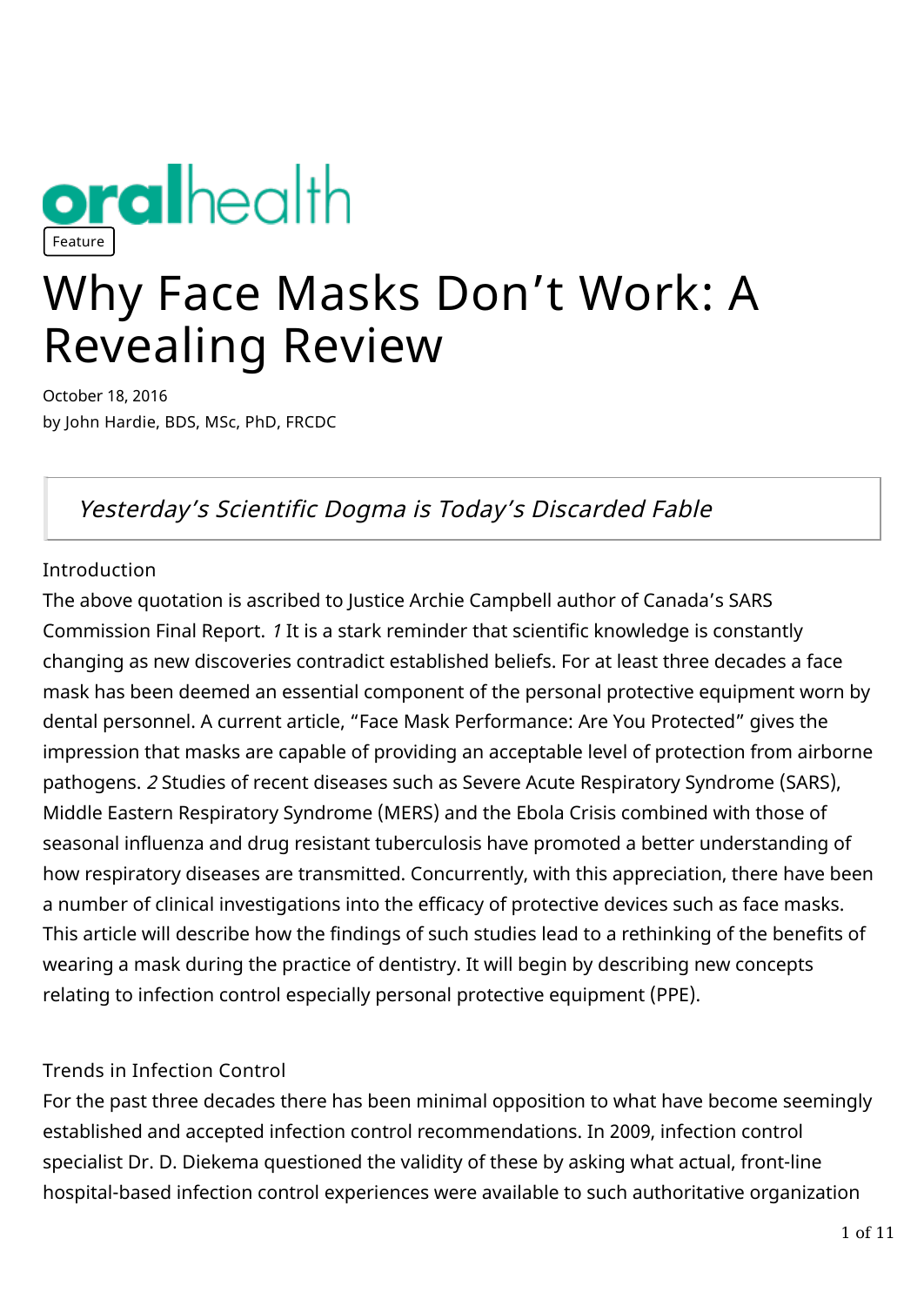oralhealth

Feature

# Why Face Masks Don't Work: A Revealing Review

October 18, 2016
by John Hardie, BDS, MSc, PhD, FRCDC

> *Yesterday's Scientific Dogma is Today's Discarded Fable*

## Introduction

The above quotation is ascribed to Justice Archie Campbell author of Canada's SARS Commission Final Report. [1] It is a stark reminder that scientific knowledge is constantly changing as new discoveries contradict established beliefs. For at least three decades a face mask has been deemed an essential component of the personal protective equipment worn by dental personnel. A current article, "Face Mask Performance: Are You Protected" gives the impression that masks are capable of providing an acceptable level of protection from airborne pathogens. [2] Studies of recent diseases such as Severe Acute Respiratory Syndrome (SARS), Middle Eastern Respiratory Syndrome (MERS) and the Ebola Crisis combined with those of seasonal influenza and drug resistant tuberculosis have promoted a better understanding of how respiratory diseases are transmitted. Concurrently, with this appreciation, there have been a number of clinical investigations into the efficacy of protective devices such as face masks. This article will describe how the findings of such studies lead to a rethinking of the benefits of wearing a mask during the practice of dentistry. It will begin by describing new concepts relating to infection control especially personal protective equipment (PPE).

## Trends in Infection Control

For the past three decades there has been minimal opposition to what have become seemingly established and accepted infection control recommendations. In 2009, infection control specialist Dr. D. Diekema questioned the validity of these by asking what actual, front-line hospital-based infection control experiences were available to such authoritative organization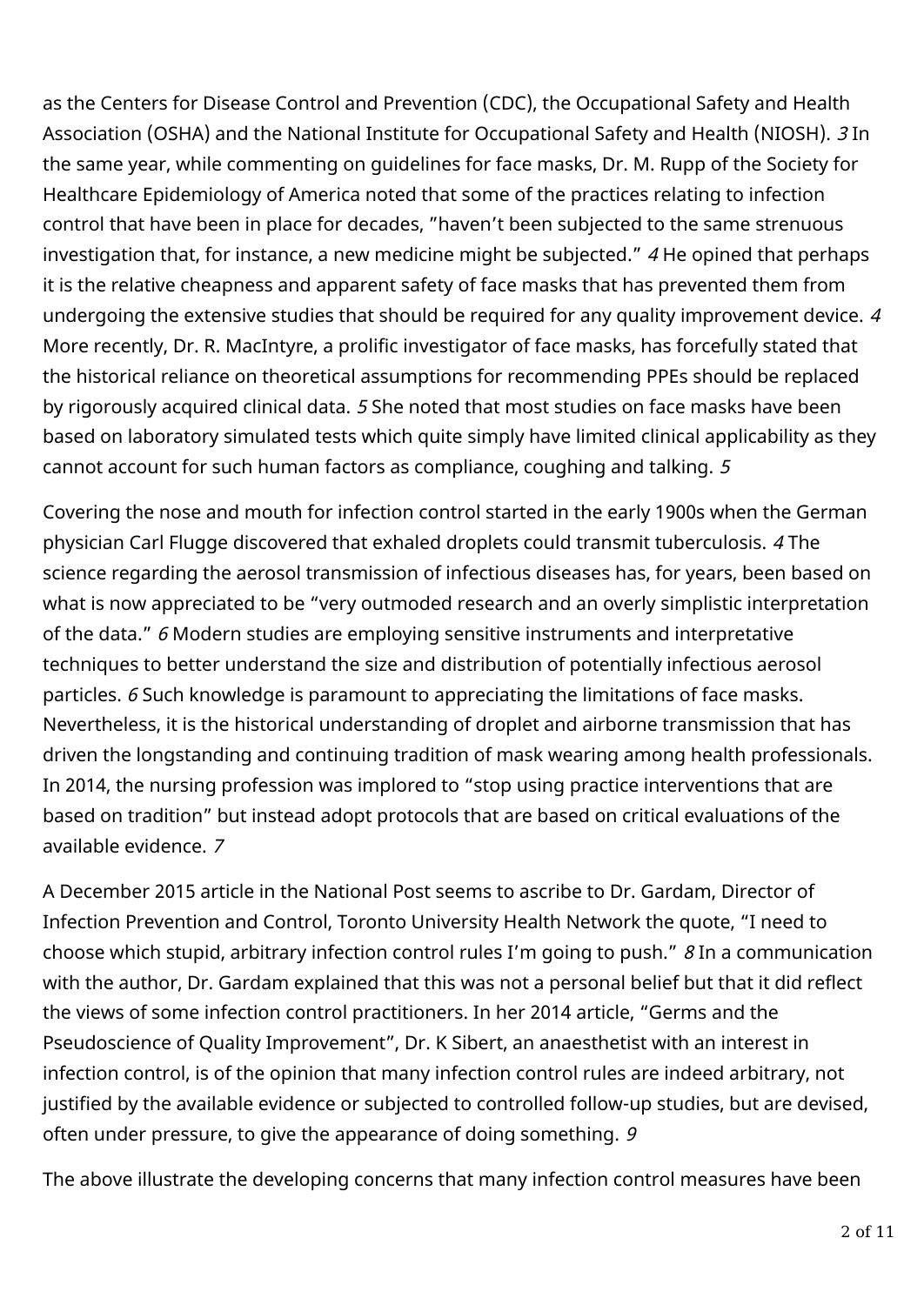as the Centers for Disease Control and Prevention (CDC), the Occupational Safety and Health Association (OSHA) and the National Institute for Occupational Safety and Health (NIOSH). [3] In the same year, while commenting on guidelines for face masks, Dr. M. Rupp of the Society for Healthcare Epidemiology of America noted that some of the practices relating to infection control that have been in place for decades, "haven't been subjected to the same strenuous investigation that, for instance, a new medicine might be subjected." [4] He opined that perhaps it is the relative cheapness and apparent safety of face masks that has prevented them from undergoing the extensive studies that should be required for any quality improvement device. [4] More recently, Dr. R. MacIntyre, a prolific investigator of face masks, has forcefully stated that the historical reliance on theoretical assumptions for recommending PPEs should be replaced by rigorously acquired clinical data. [5] She noted that most studies on face masks have been based on laboratory simulated tests which quite simply have limited clinical applicability as they cannot account for such human factors as compliance, coughing and talking. [5]

Covering the nose and mouth for infection control started in the early 1900s when the German physician Carl Flugge discovered that exhaled droplets could transmit tuberculosis. [4] The science regarding the aerosol transmission of infectious diseases has, for years, been based on what is now appreciated to be "very outmoded research and an overly simplistic interpretation of the data." [6] Modern studies are employing sensitive instruments and interpretative techniques to better understand the size and distribution of potentially infectious aerosol particles. [6] Such knowledge is paramount to appreciating the limitations of face masks. Nevertheless, it is the historical understanding of droplet and airborne transmission that has driven the longstanding and continuing tradition of mask wearing among health professionals. In 2014, the nursing profession was implored to "stop using practice interventions that are based on tradition" but instead adopt protocols that are based on critical evaluations of the available evidence. [7]

A December 2015 article in the National Post seems to ascribe to Dr. Gardam, Director of Infection Prevention and Control, Toronto University Health Network the quote, "I need to choose which stupid, arbitrary infection control rules I'm going to push." [8] In a communication with the author, Dr. Gardam explained that this was not a personal belief but that it did reflect the views of some infection control practitioners. In her 2014 article, "Germs and the Pseudoscience of Quality Improvement", Dr. K Sibert, an anaesthetist with an interest in infection control, is of the opinion that many infection control rules are indeed arbitrary, not justified by the available evidence or subjected to controlled follow-up studies, but are devised, often under pressure, to give the appearance of doing something. [9]

The above illustrate the developing concerns that many infection control measures have been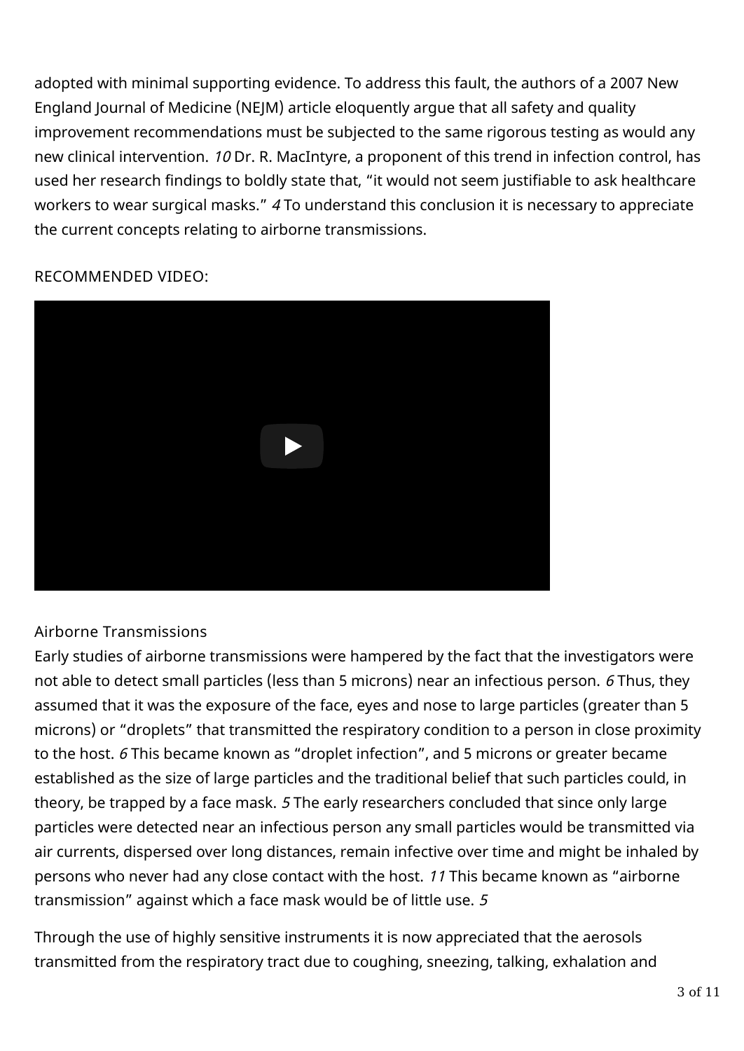adopted with minimal supporting evidence. To address this fault, the authors of a 2007 New England Journal of Medicine (NEJM) article eloquently argue that all safety and quality improvement recommendations must be subjected to the same rigorous testing as would any new clinical intervention. [10] Dr. R. MacIntyre, a proponent of this trend in infection control, has used her research findings to boldly state that, "it would not seem justifiable to ask healthcare workers to wear surgical masks." [4] To understand this conclusion it is necessary to appreciate the current concepts relating to airborne transmissions.

RECOMMENDED VIDEO:

## Airborne Transmissions

Early studies of airborne transmissions were hampered by the fact that the investigators were not able to detect small particles (less than 5 microns) near an infectious person. [6] Thus, they assumed that it was the exposure of the face, eyes and nose to large particles (greater than 5 microns) or "droplets" that transmitted the respiratory condition to a person in close proximity to the host. [6] This became known as "droplet infection", and 5 microns or greater became established as the size of large particles and the traditional belief that such particles could, in theory, be trapped by a face mask. [5] The early researchers concluded that since only large particles were detected near an infectious person any small particles would be transmitted via air currents, dispersed over long distances, remain infective over time and might be inhaled by persons who never had any close contact with the host. [11] This became known as "airborne transmission" against which a face mask would be of little use. [5]

Through the use of highly sensitive instruments it is now appreciated that the aerosols transmitted from the respiratory tract due to coughing, sneezing, talking, exhalation and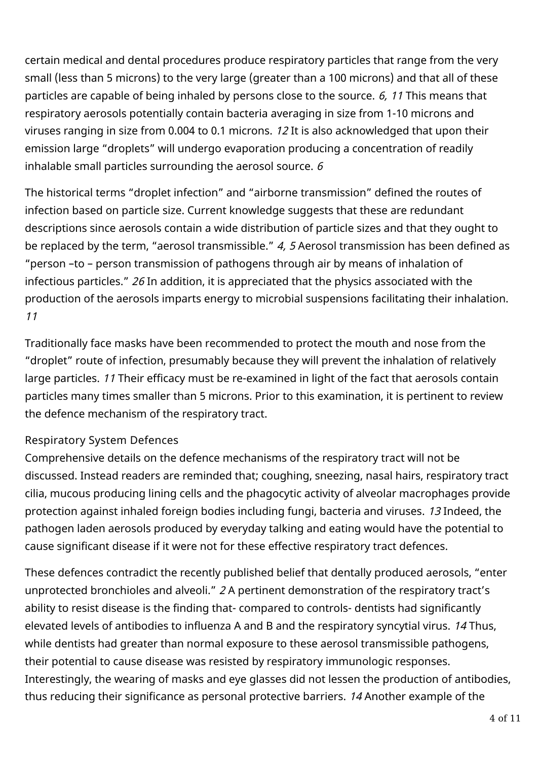certain medical and dental procedures produce respiratory particles that range from the very small (less than 5 microns) to the very large (greater than a 100 microns) and that all of these particles are capable of being inhaled by persons close to the source. *6, 11* This means that respiratory aerosols potentially contain bacteria averaging in size from 1-10 microns and viruses ranging in size from 0.004 to 0.1 microns. *12* It is also acknowledged that upon their emission large "droplets" will undergo evaporation producing a concentration of readily inhalable small particles surrounding the aerosol source. *6*

The historical terms "droplet infection" and "airborne transmission" defined the routes of infection based on particle size. Current knowledge suggests that these are redundant descriptions since aerosols contain a wide distribution of particle sizes and that they ought to be replaced by the term, "aerosol transmissible." *4, 5* Aerosol transmission has been defined as "person –to – person transmission of pathogens through air by means of inhalation of infectious particles." *26* In addition, it is appreciated that the physics associated with the production of the aerosols imparts energy to microbial suspensions facilitating their inhalation. *11*

Traditionally face masks have been recommended to protect the mouth and nose from the "droplet" route of infection, presumably because they will prevent the inhalation of relatively large particles. *11* Their efficacy must be re-examined in light of the fact that aerosols contain particles many times smaller than 5 microns. Prior to this examination, it is pertinent to review the defence mechanism of the respiratory tract.

## Respiratory System Defences

Comprehensive details on the defence mechanisms of the respiratory tract will not be discussed. Instead readers are reminded that; coughing, sneezing, nasal hairs, respiratory tract cilia, mucous producing lining cells and the phagocytic activity of alveolar macrophages provide protection against inhaled foreign bodies including fungi, bacteria and viruses. *13* Indeed, the pathogen laden aerosols produced by everyday talking and eating would have the potential to cause significant disease if it were not for these effective respiratory tract defences.

These defences contradict the recently published belief that dentally produced aerosols, "enter unprotected bronchioles and alveoli." *2* A pertinent demonstration of the respiratory tract's ability to resist disease is the finding that- compared to controls- dentists had significantly elevated levels of antibodies to influenza A and B and the respiratory syncytial virus. *14* Thus, while dentists had greater than normal exposure to these aerosol transmissible pathogens, their potential to cause disease was resisted by respiratory immunologic responses. Interestingly, the wearing of masks and eye glasses did not lessen the production of antibodies, thus reducing their significance as personal protective barriers. *14* Another example of the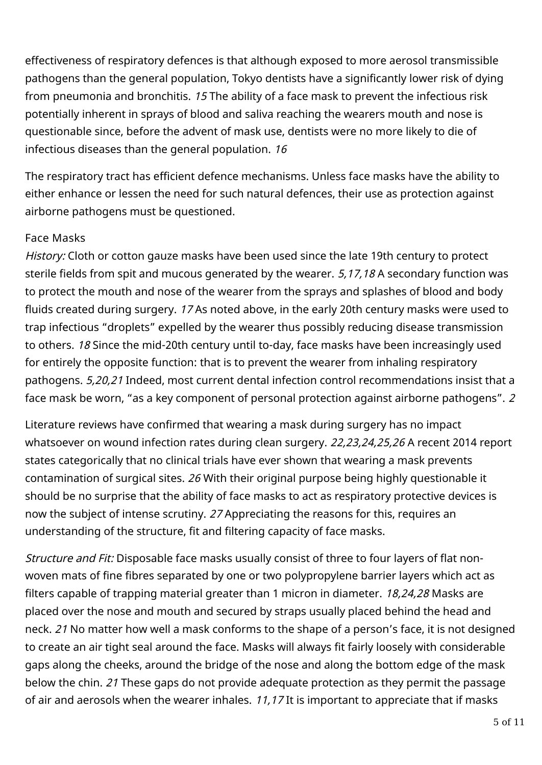effectiveness of respiratory defences is that although exposed to more aerosol transmissible pathogens than the general population, Tokyo dentists have a significantly lower risk of dying from pneumonia and bronchitis. [15] The ability of a face mask to prevent the infectious risk potentially inherent in sprays of blood and saliva reaching the wearers mouth and nose is questionable since, before the advent of mask use, dentists were no more likely to die of infectious diseases than the general population. [16]

The respiratory tract has efficient defence mechanisms. Unless face masks have the ability to either enhance or lessen the need for such natural defences, their use as protection against airborne pathogens must be questioned.

## Face Masks

*History:* Cloth or cotton gauze masks have been used since the late 19th century to protect sterile fields from spit and mucous generated by the wearer. [5,17,18] A secondary function was to protect the mouth and nose of the wearer from the sprays and splashes of blood and body fluids created during surgery. [17] As noted above, in the early 20th century masks were used to trap infectious "droplets" expelled by the wearer thus possibly reducing disease transmission to others. [18] Since the mid-20th century until to-day, face masks have been increasingly used for entirely the opposite function: that is to prevent the wearer from inhaling respiratory pathogens. [5,20,21] Indeed, most current dental infection control recommendations insist that a face mask be worn, "as a key component of personal protection against airborne pathogens". [2]

Literature reviews have confirmed that wearing a mask during surgery has no impact whatsoever on wound infection rates during clean surgery. [22,23,24,25,26] A recent 2014 report states categorically that no clinical trials have ever shown that wearing a mask prevents contamination of surgical sites. [26] With their original purpose being highly questionable it should be no surprise that the ability of face masks to act as respiratory protective devices is now the subject of intense scrutiny. [27] Appreciating the reasons for this, requires an understanding of the structure, fit and filtering capacity of face masks.

*Structure and Fit:* Disposable face masks usually consist of three to four layers of flat non-woven mats of fine fibres separated by one or two polypropylene barrier layers which act as filters capable of trapping material greater than 1 micron in diameter. [18,24,28] Masks are placed over the nose and mouth and secured by straps usually placed behind the head and neck. [21] No matter how well a mask conforms to the shape of a person's face, it is not designed to create an air tight seal around the face. Masks will always fit fairly loosely with considerable gaps along the cheeks, around the bridge of the nose and along the bottom edge of the mask below the chin. [21] These gaps do not provide adequate protection as they permit the passage of air and aerosols when the wearer inhales. [11,17] It is important to appreciate that if masks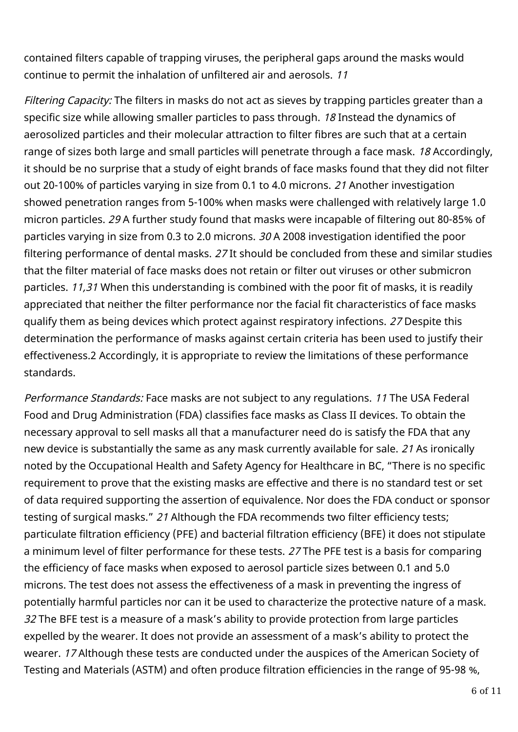contained filters capable of trapping viruses, the peripheral gaps around the masks would continue to permit the inhalation of unfiltered air and aerosols. [11]

*Filtering Capacity:* The filters in masks do not act as sieves by trapping particles greater than a specific size while allowing smaller particles to pass through. [18] Instead the dynamics of aerosolized particles and their molecular attraction to filter fibres are such that at a certain range of sizes both large and small particles will penetrate through a face mask. [18] Accordingly, it should be no surprise that a study of eight brands of face masks found that they did not filter out 20-100% of particles varying in size from 0.1 to 4.0 microns. [21] Another investigation showed penetration ranges from 5-100% when masks were challenged with relatively large 1.0 micron particles. [29] A further study found that masks were incapable of filtering out 80-85% of particles varying in size from 0.3 to 2.0 microns. [30] A 2008 investigation identified the poor filtering performance of dental masks. [27] It should be concluded from these and similar studies that the filter material of face masks does not retain or filter out viruses or other submicron particles. [11,31] When this understanding is combined with the poor fit of masks, it is readily appreciated that neither the filter performance nor the facial fit characteristics of face masks qualify them as being devices which protect against respiratory infections. [27] Despite this determination the performance of masks against certain criteria has been used to justify their effectiveness.2 Accordingly, it is appropriate to review the limitations of these performance standards.

*Performance Standards:* Face masks are not subject to any regulations. [11] The USA Federal Food and Drug Administration (FDA) classifies face masks as Class II devices. To obtain the necessary approval to sell masks all that a manufacturer need do is satisfy the FDA that any new device is substantially the same as any mask currently available for sale. [21] As ironically noted by the Occupational Health and Safety Agency for Healthcare in BC, "There is no specific requirement to prove that the existing masks are effective and there is no standard test or set of data required supporting the assertion of equivalence. Nor does the FDA conduct or sponsor testing of surgical masks." [21] Although the FDA recommends two filter efficiency tests; particulate filtration efficiency (PFE) and bacterial filtration efficiency (BFE) it does not stipulate a minimum level of filter performance for these tests. [27] The PFE test is a basis for comparing the efficiency of face masks when exposed to aerosol particle sizes between 0.1 and 5.0 microns. The test does not assess the effectiveness of a mask in preventing the ingress of potentially harmful particles nor can it be used to characterize the protective nature of a mask. [32] The BFE test is a measure of a mask's ability to provide protection from large particles expelled by the wearer. It does not provide an assessment of a mask's ability to protect the wearer. [17] Although these tests are conducted under the auspices of the American Society of Testing and Materials (ASTM) and often produce filtration efficiencies in the range of 95-98 %,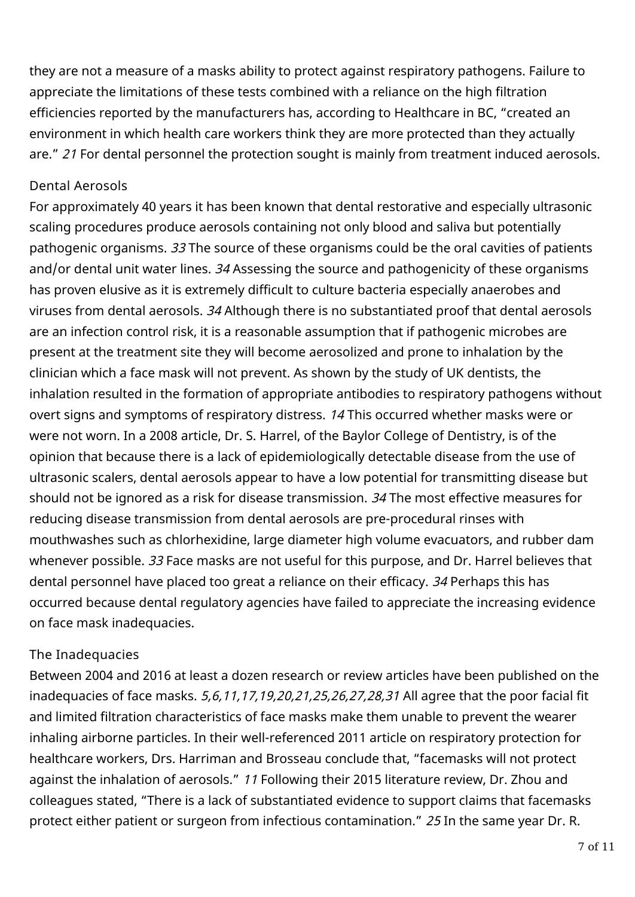they are not a measure of a masks ability to protect against respiratory pathogens. Failure to appreciate the limitations of these tests combined with a reliance on the high filtration efficiencies reported by the manufacturers has, according to Healthcare in BC, "created an environment in which health care workers think they are more protected than they actually are." [21] For dental personnel the protection sought is mainly from treatment induced aerosols.

## Dental Aerosols

For approximately 40 years it has been known that dental restorative and especially ultrasonic scaling procedures produce aerosols containing not only blood and saliva but potentially pathogenic organisms. [33] The source of these organisms could be the oral cavities of patients and/or dental unit water lines. [34] Assessing the source and pathogenicity of these organisms has proven elusive as it is extremely difficult to culture bacteria especially anaerobes and viruses from dental aerosols. [34] Although there is no substantiated proof that dental aerosols are an infection control risk, it is a reasonable assumption that if pathogenic microbes are present at the treatment site they will become aerosolized and prone to inhalation by the clinician which a face mask will not prevent. As shown by the study of UK dentists, the inhalation resulted in the formation of appropriate antibodies to respiratory pathogens without overt signs and symptoms of respiratory distress. [14] This occurred whether masks were or were not worn. In a 2008 article, Dr. S. Harrel, of the Baylor College of Dentistry, is of the opinion that because there is a lack of epidemiologically detectable disease from the use of ultrasonic scalers, dental aerosols appear to have a low potential for transmitting disease but should not be ignored as a risk for disease transmission. [34] The most effective measures for reducing disease transmission from dental aerosols are pre-procedural rinses with mouthwashes such as chlorhexidine, large diameter high volume evacuators, and rubber dam whenever possible. [33] Face masks are not useful for this purpose, and Dr. Harrel believes that dental personnel have placed too great a reliance on their efficacy. [34] Perhaps this has occurred because dental regulatory agencies have failed to appreciate the increasing evidence on face mask inadequacies.

## The Inadequacies

Between 2004 and 2016 at least a dozen research or review articles have been published on the inadequacies of face masks. [5,6,11,17,19,20,21,25,26,27,28,31] All agree that the poor facial fit and limited filtration characteristics of face masks make them unable to prevent the wearer inhaling airborne particles. In their well-referenced 2011 article on respiratory protection for healthcare workers, Drs. Harriman and Brosseau conclude that, "facemasks will not protect against the inhalation of aerosols." [11] Following their 2015 literature review, Dr. Zhou and colleagues stated, "There is a lack of substantiated evidence to support claims that facemasks protect either patient or surgeon from infectious contamination." [25] In the same year Dr. R.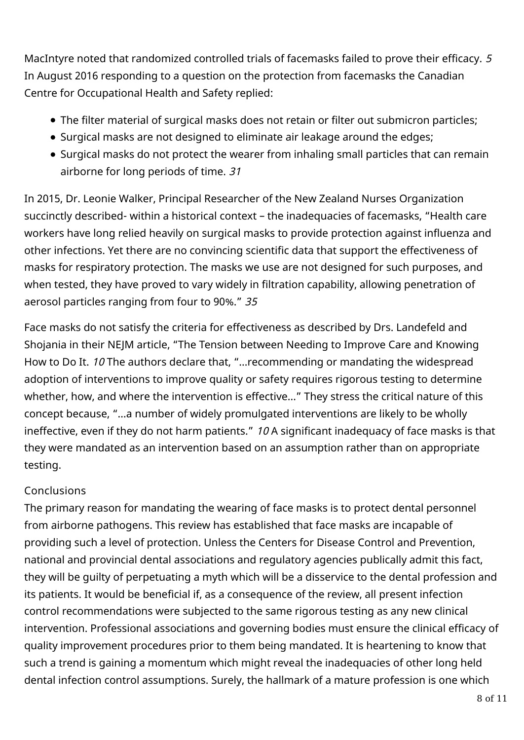MacIntyre noted that randomized controlled trials of facemasks failed to prove their efficacy. *5* In August 2016 responding to a question on the protection from facemasks the Canadian Centre for Occupational Health and Safety replied:

- The filter material of surgical masks does not retain or filter out submicron particles;
- Surgical masks are not designed to eliminate air leakage around the edges;
- Surgical masks do not protect the wearer from inhaling small particles that can remain airborne for long periods of time. *31*

In 2015, Dr. Leonie Walker, Principal Researcher of the New Zealand Nurses Organization succinctly described- within a historical context – the inadequacies of facemasks, "Health care workers have long relied heavily on surgical masks to provide protection against influenza and other infections. Yet there are no convincing scientific data that support the effectiveness of masks for respiratory protection. The masks we use are not designed for such purposes, and when tested, they have proved to vary widely in filtration capability, allowing penetration of aerosol particles ranging from four to 90%." *35*

Face masks do not satisfy the criteria for effectiveness as described by Drs. Landefeld and Shojania in their NEJM article, "The Tension between Needing to Improve Care and Knowing How to Do It. *10* The authors declare that, "...recommending or mandating the widespread adoption of interventions to improve quality or safety requires rigorous testing to determine whether, how, and where the intervention is effective..." They stress the critical nature of this concept because, "...a number of widely promulgated interventions are likely to be wholly ineffective, even if they do not harm patients." *10* A significant inadequacy of face masks is that they were mandated as an intervention based on an assumption rather than on appropriate testing.

## Conclusions

The primary reason for mandating the wearing of face masks is to protect dental personnel from airborne pathogens. This review has established that face masks are incapable of providing such a level of protection. Unless the Centers for Disease Control and Prevention, national and provincial dental associations and regulatory agencies publically admit this fact, they will be guilty of perpetuating a myth which will be a disservice to the dental profession and its patients. It would be beneficial if, as a consequence of the review, all present infection control recommendations were subjected to the same rigorous testing as any new clinical intervention. Professional associations and governing bodies must ensure the clinical efficacy of quality improvement procedures prior to them being mandated. It is heartening to know that such a trend is gaining a momentum which might reveal the inadequacies of other long held dental infection control assumptions. Surely, the hallmark of a mature profession is one which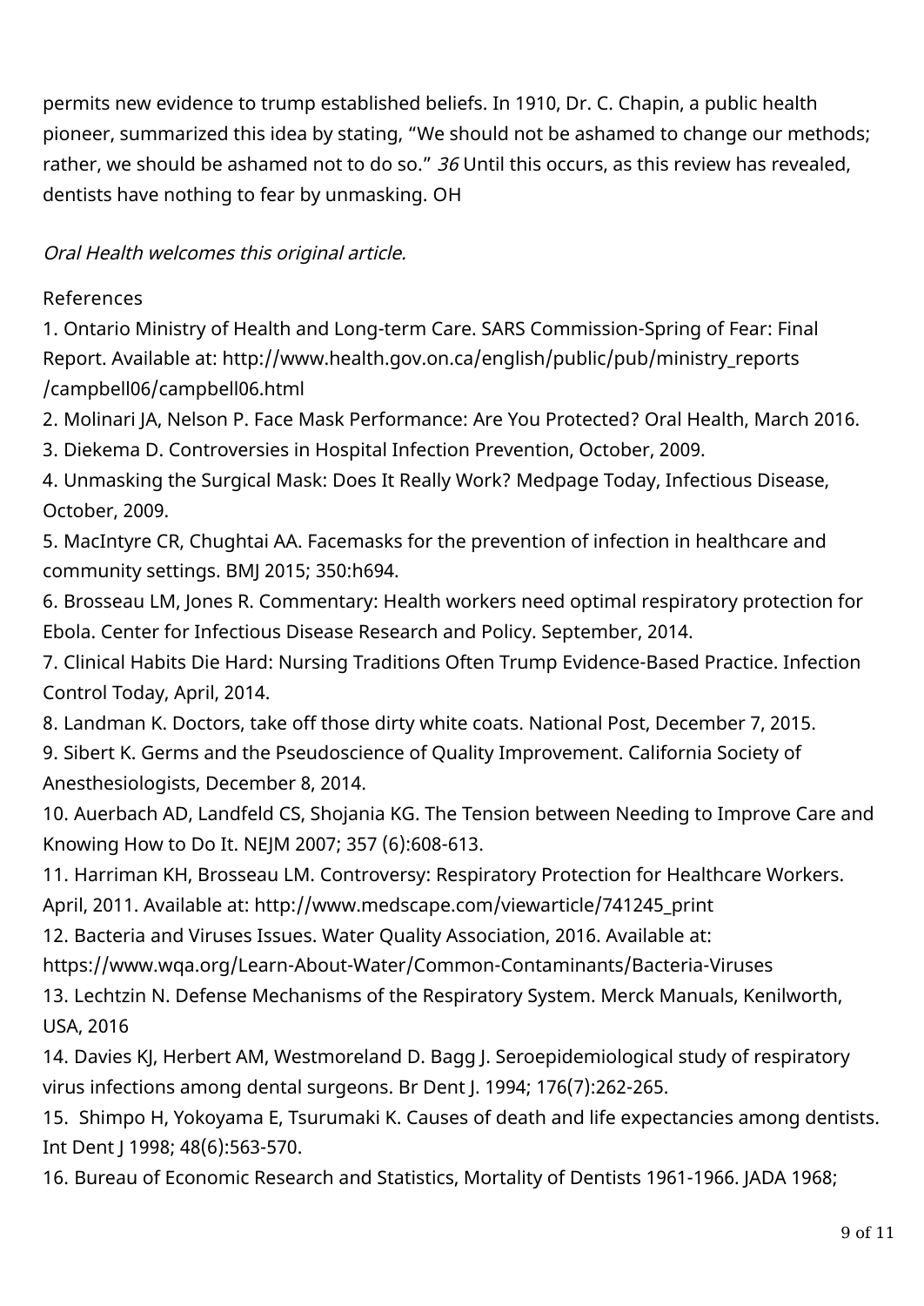permits new evidence to trump established beliefs. In 1910, Dr. C. Chapin, a public health pioneer, summarized this idea by stating, "We should not be ashamed to change our methods; rather, we should be ashamed not to do so." [36] Until this occurs, as this review has revealed, dentists have nothing to fear by unmasking. OH

*Oral Health welcomes this original article.*

References

1. Ontario Ministry of Health and Long-term Care. SARS Commission-Spring of Fear: Final Report. Available at: http://www.health.gov.on.ca/english/public/pub/ministry_reports/campbell06/campbell06.html
2. Molinari JA, Nelson P. Face Mask Performance: Are You Protected? Oral Health, March 2016.
3. Diekema D. Controversies in Hospital Infection Prevention, October, 2009.
4. Unmasking the Surgical Mask: Does It Really Work? Medpage Today, Infectious Disease, October, 2009.
5. MacIntyre CR, Chughtai AA. Facemasks for the prevention of infection in healthcare and community settings. BMJ 2015; 350:h694.
6. Brosseau LM, Jones R. Commentary: Health workers need optimal respiratory protection for Ebola. Center for Infectious Disease Research and Policy. September, 2014.
7. Clinical Habits Die Hard: Nursing Traditions Often Trump Evidence-Based Practice. Infection Control Today, April, 2014.
8. Landman K. Doctors, take off those dirty white coats. National Post, December 7, 2015.
9. Sibert K. Germs and the Pseudoscience of Quality Improvement. California Society of Anesthesiologists, December 8, 2014.
10. Auerbach AD, Landfeld CS, Shojania KG. The Tension between Needing to Improve Care and Knowing How to Do It. NEJM 2007; 357 (6):608-613.
11. Harriman KH, Brosseau LM. Controversy: Respiratory Protection for Healthcare Workers. April, 2011. Available at: http://www.medscape.com/viewarticle/741245_print
12. Bacteria and Viruses Issues. Water Quality Association, 2016. Available at: https://www.wqa.org/Learn-About-Water/Common-Contaminants/Bacteria-Viruses
13. Lechtzin N. Defense Mechanisms of the Respiratory System. Merck Manuals, Kenilworth, USA, 2016
14. Davies KJ, Herbert AM, Westmoreland D. Bagg J. Seroepidemiological study of respiratory virus infections among dental surgeons. Br Dent J. 1994; 176(7):262-265.
15. Shimpo H, Yokoyama E, Tsurumaki K. Causes of death and life expectancies among dentists. Int Dent J 1998; 48(6):563-570.
16. Bureau of Economic Research and Statistics, Mortality of Dentists 1961-1966. JADA 1968;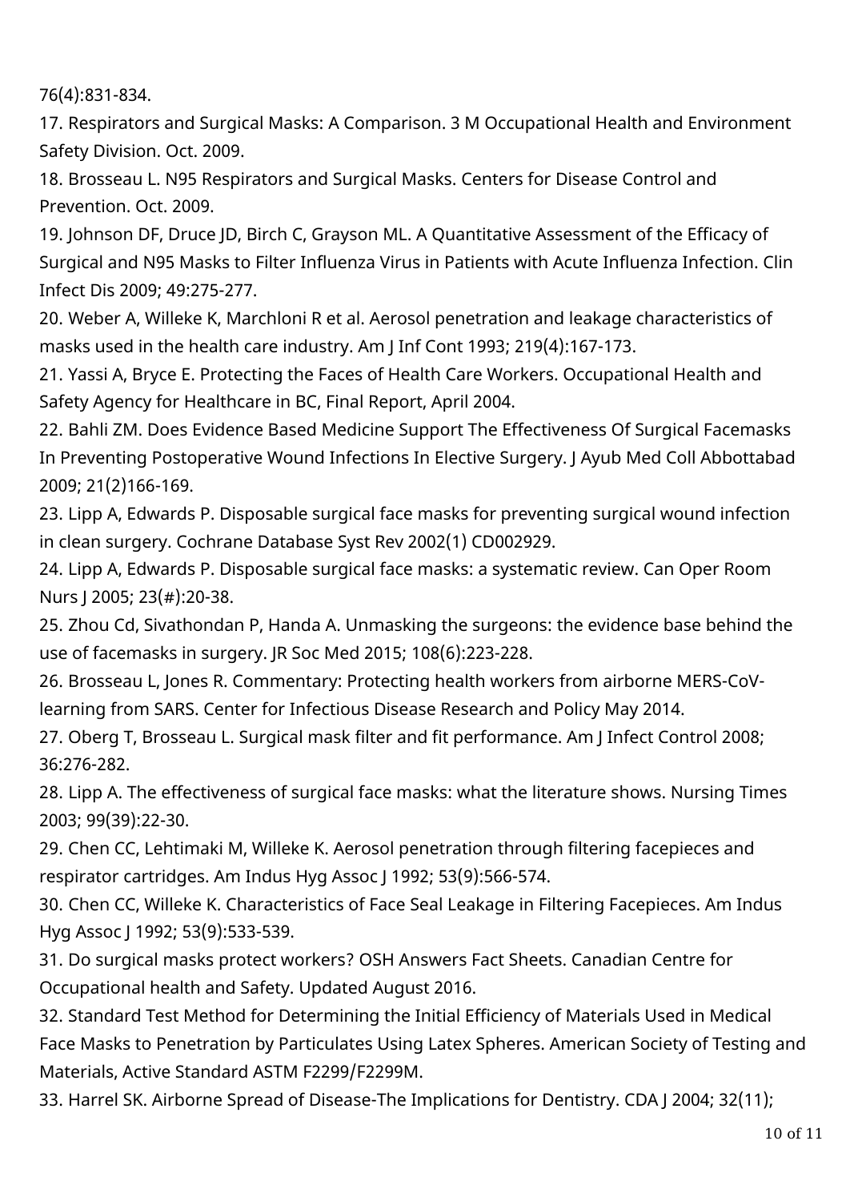76(4):831-834.

17. Respirators and Surgical Masks: A Comparison. 3 M Occupational Health and Environment Safety Division. Oct. 2009.

18. Brosseau L. N95 Respirators and Surgical Masks. Centers for Disease Control and Prevention. Oct. 2009.

19. Johnson DF, Druce JD, Birch C, Grayson ML. A Quantitative Assessment of the Efficacy of Surgical and N95 Masks to Filter Influenza Virus in Patients with Acute Influenza Infection. Clin Infect Dis 2009; 49:275-277.

20. Weber A, Willeke K, Marchloni R et al. Aerosol penetration and leakage characteristics of masks used in the health care industry. Am J Inf Cont 1993; 219(4):167-173.

21. Yassi A, Bryce E. Protecting the Faces of Health Care Workers. Occupational Health and Safety Agency for Healthcare in BC, Final Report, April 2004.

22. Bahli ZM. Does Evidence Based Medicine Support The Effectiveness Of Surgical Facemasks In Preventing Postoperative Wound Infections In Elective Surgery. J Ayub Med Coll Abbottabad 2009; 21(2)166-169.

23. Lipp A, Edwards P. Disposable surgical face masks for preventing surgical wound infection in clean surgery. Cochrane Database Syst Rev 2002(1) CD002929.

24. Lipp A, Edwards P. Disposable surgical face masks: a systematic review. Can Oper Room Nurs J 2005; 23(#):20-38.

25. Zhou Cd, Sivathondan P, Handa A. Unmasking the surgeons: the evidence base behind the use of facemasks in surgery. JR Soc Med 2015; 108(6):223-228.

26. Brosseau L, Jones R. Commentary: Protecting health workers from airborne MERS-CoV-learning from SARS. Center for Infectious Disease Research and Policy May 2014.

27. Oberg T, Brosseau L. Surgical mask filter and fit performance. Am J Infect Control 2008; 36:276-282.

28. Lipp A. The effectiveness of surgical face masks: what the literature shows. Nursing Times 2003; 99(39):22-30.

29. Chen CC, Lehtimaki M, Willeke K. Aerosol penetration through filtering facepieces and respirator cartridges. Am Indus Hyg Assoc J 1992; 53(9):566-574.

30. Chen CC, Willeke K. Characteristics of Face Seal Leakage in Filtering Facepieces. Am Indus Hyg Assoc J 1992; 53(9):533-539.

31. Do surgical masks protect workers? OSH Answers Fact Sheets. Canadian Centre for Occupational health and Safety. Updated August 2016.

32. Standard Test Method for Determining the Initial Efficiency of Materials Used in Medical Face Masks to Penetration by Particulates Using Latex Spheres. American Society of Testing and Materials, Active Standard ASTM F2299/F2299M.

33. Harrel SK. Airborne Spread of Disease-The Implications for Dentistry. CDA J 2004; 32(11);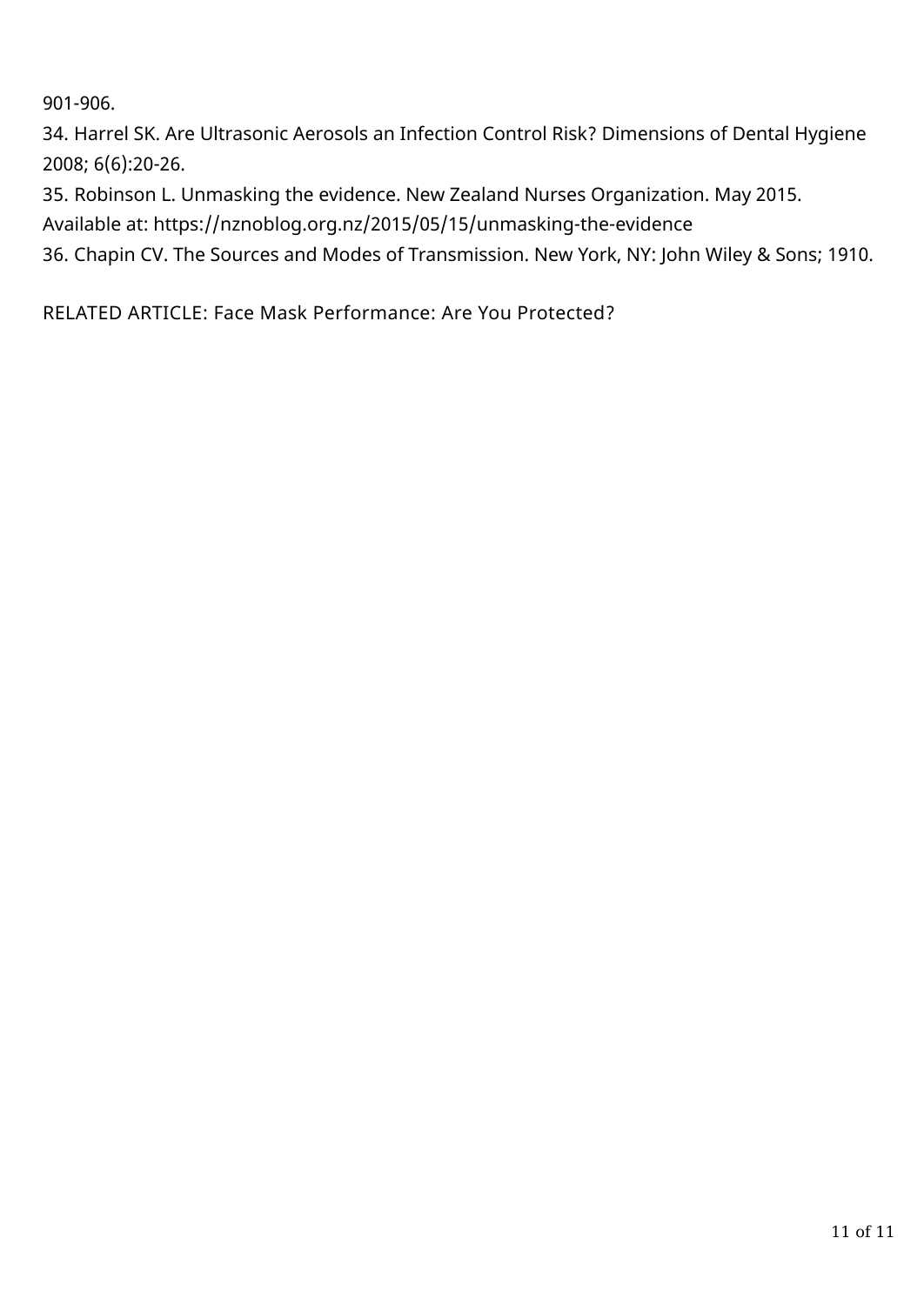901-906.

34. Harrel SK. Are Ultrasonic Aerosols an Infection Control Risk? Dimensions of Dental Hygiene 2008; 6(6):20-26.

35. Robinson L. Unmasking the evidence. New Zealand Nurses Organization. May 2015. Available at: https://nznoblog.org.nz/2015/05/15/unmasking-the-evidence

36. Chapin CV. The Sources and Modes of Transmission. New York, NY: John Wiley & Sons; 1910.

RELATED ARTICLE: Face Mask Performance: Are You Protected?